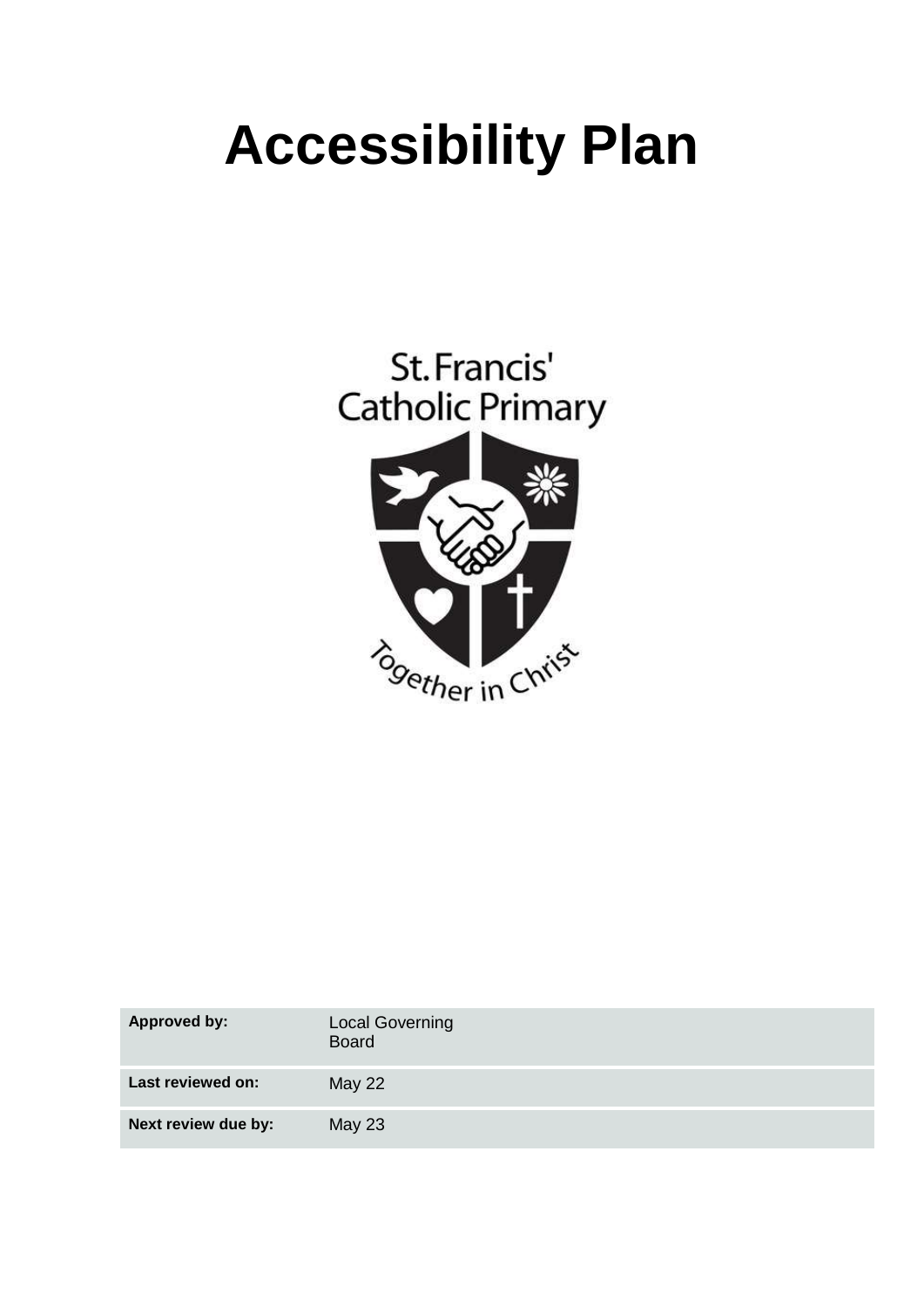# Accessibility Plan

St. Francis'
Catholic Primary

Together in Christ

| Approved by: | Local Governing Board |
|---|---|
| Last reviewed on: | May 22 |
| Next review due by: | May 23 |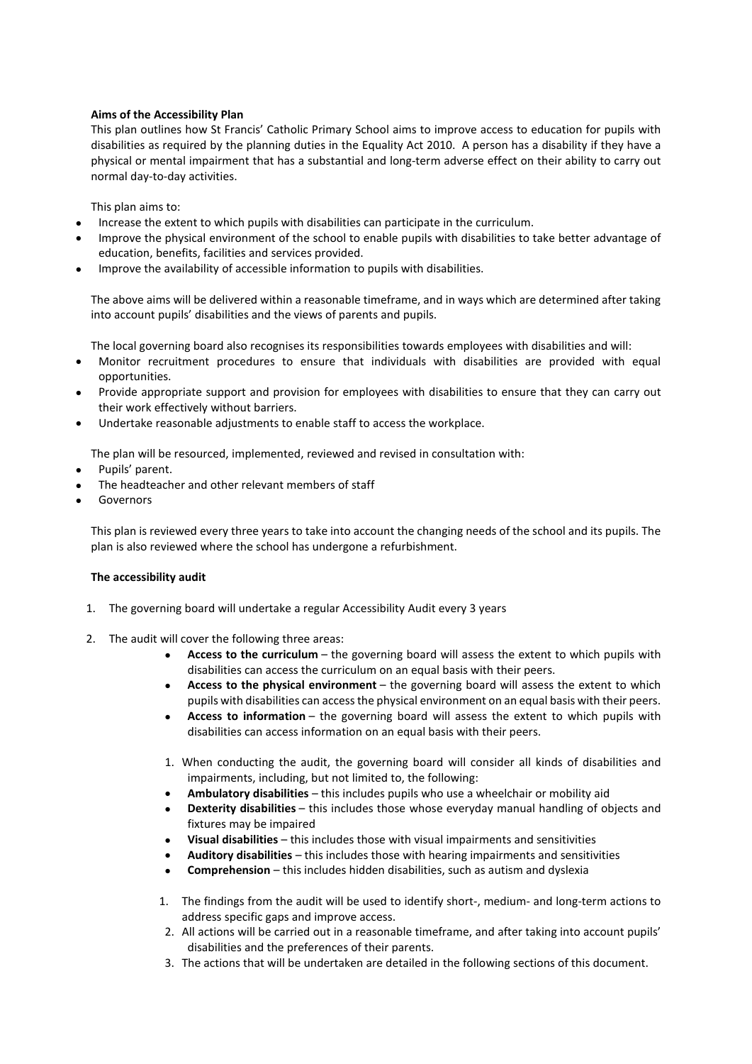**Aims of the Accessibility Plan**

This plan outlines how St Francis' Catholic Primary School aims to improve access to education for pupils with disabilities as required by the planning duties in the Equality Act 2010. A person has a disability if they have a physical or mental impairment that has a substantial and long-term adverse effect on their ability to carry out normal day-to-day activities.

This plan aims to:

- Increase the extent to which pupils with disabilities can participate in the curriculum.
- Improve the physical environment of the school to enable pupils with disabilities to take better advantage of education, benefits, facilities and services provided.
- Improve the availability of accessible information to pupils with disabilities.

The above aims will be delivered within a reasonable timeframe, and in ways which are determined after taking into account pupils' disabilities and the views of parents and pupils.

The local governing board also recognises its responsibilities towards employees with disabilities and will:

- Monitor recruitment procedures to ensure that individuals with disabilities are provided with equal opportunities.
- Provide appropriate support and provision for employees with disabilities to ensure that they can carry out their work effectively without barriers.
- Undertake reasonable adjustments to enable staff to access the workplace.

The plan will be resourced, implemented, reviewed and revised in consultation with:

- Pupils' parent.
- The headteacher and other relevant members of staff
- Governors

This plan is reviewed every three years to take into account the changing needs of the school and its pupils. The plan is also reviewed where the school has undergone a refurbishment.

**The accessibility audit**

1. The governing board will undertake a regular Accessibility Audit every 3 years

2. The audit will cover the following three areas:
    - **Access to the curriculum** – the governing board will assess the extent to which pupils with disabilities can access the curriculum on an equal basis with their peers.
    - **Access to the physical environment** – the governing board will assess the extent to which pupils with disabilities can access the physical environment on an equal basis with their peers.
    - **Access to information** – the governing board will assess the extent to which pupils with disabilities can access information on an equal basis with their peers.

    1. When conducting the audit, the governing board will consider all kinds of disabilities and impairments, including, but not limited to, the following:
    - **Ambulatory disabilities** – this includes pupils who use a wheelchair or mobility aid
    - **Dexterity disabilities** – this includes those whose everyday manual handling of objects and fixtures may be impaired
    - **Visual disabilities** – this includes those with visual impairments and sensitivities
    - **Auditory disabilities** – this includes those with hearing impairments and sensitivities
    - **Comprehension** – this includes hidden disabilities, such as autism and dyslexia

    1. The findings from the audit will be used to identify short-, medium- and long-term actions to address specific gaps and improve access.
    2. All actions will be carried out in a reasonable timeframe, and after taking into account pupils' disabilities and the preferences of their parents.
    3. The actions that will be undertaken are detailed in the following sections of this document.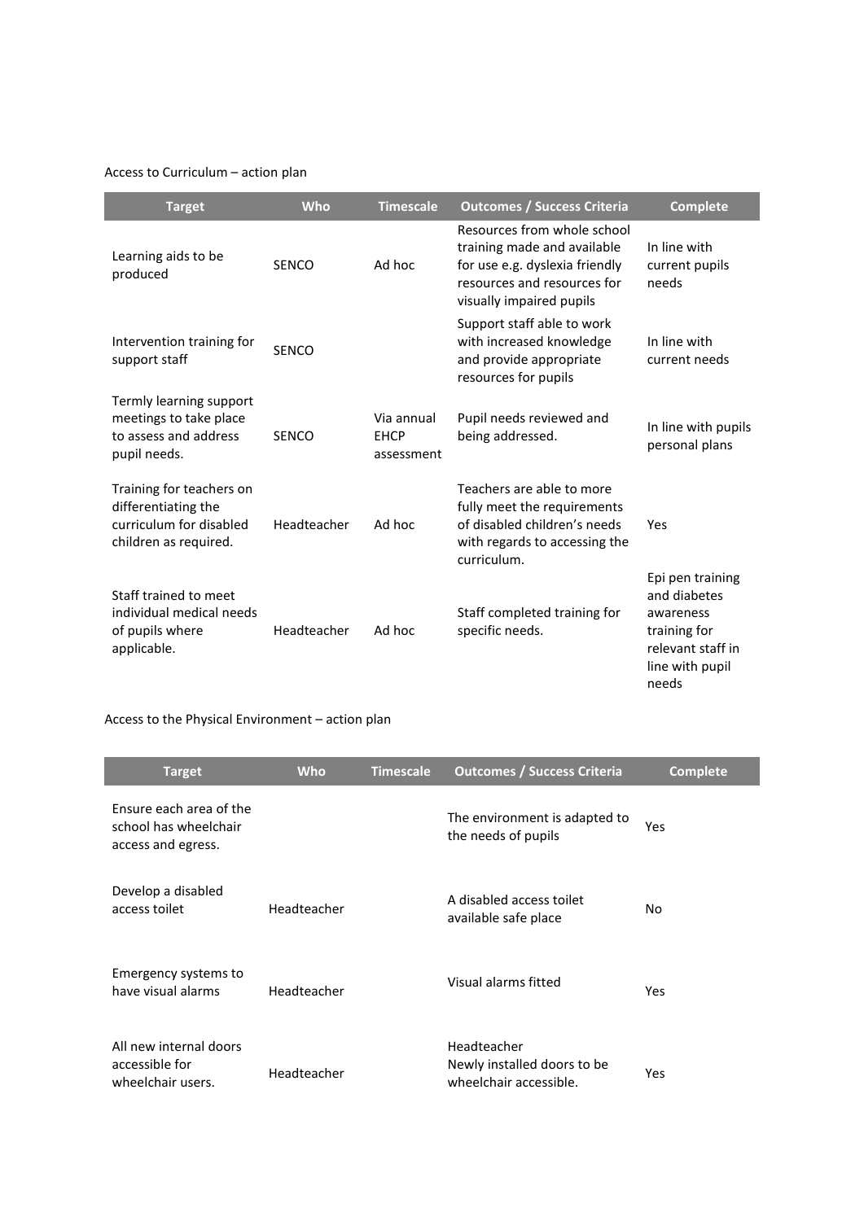Access to Curriculum – action plan

| Target | Who | Timescale | Outcomes / Success Criteria | Complete |
|---|---|---|---|---|
| Learning aids to be produced | SENCO | Ad hoc | Resources from whole school training made and available for use e.g. dyslexia friendly resources and resources for visually impaired pupils | In line with current pupils needs |
| Intervention training for support staff | SENCO | | Support staff able to work with increased knowledge and provide appropriate resources for pupils | In line with current needs |
| Termly learning support meetings to take place to assess and address pupil needs. | SENCO | Via annual EHCP assessment | Pupil needs reviewed and being addressed. | In line with pupils personal plans |
| Training for teachers on differentiating the curriculum for disabled children as required. | Headteacher | Ad hoc | Teachers are able to more fully meet the requirements of disabled children's needs with regards to accessing the curriculum. | Yes |
| Staff trained to meet individual medical needs of pupils where applicable. | Headteacher | Ad hoc | Staff completed training for specific needs. | Epi pen training and diabetes awareness training for relevant staff in line with pupil needs |

Access to the Physical Environment – action plan

| Target | Who | Timescale | Outcomes / Success Criteria | Complete |
|---|---|---|---|---|
| Ensure each area of the school has wheelchair access and egress. | | | The environment is adapted to the needs of pupils | Yes |
| Develop a disabled access toilet | Headteacher | | A disabled access toilet available safe place | No |
| Emergency systems to have visual alarms | Headteacher | | Visual alarms fitted | Yes |
| All new internal doors accessible for wheelchair users. | Headteacher | | Headteacher Newly installed doors to be wheelchair accessible. | Yes |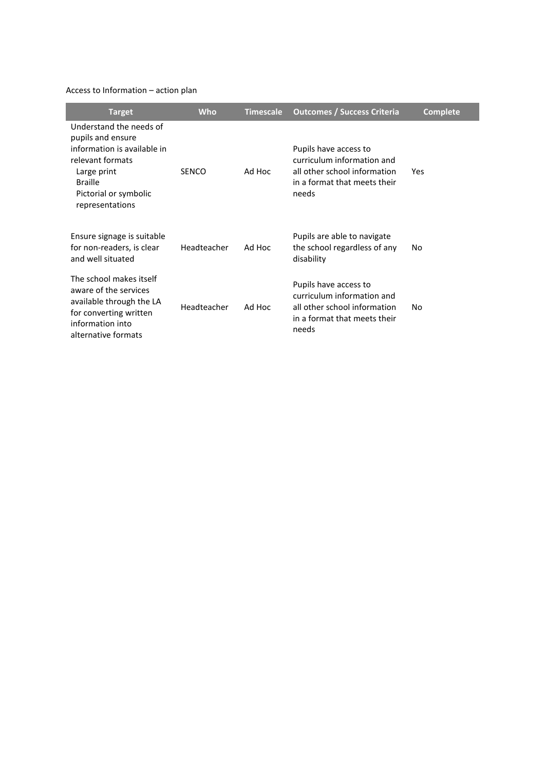Access to Information – action plan

| Target | Who | Timescale | Outcomes / Success Criteria | Complete |
|---|---|---|---|---|
| Understand the needs of pupils and ensure information is available in relevant formats<br>Large print<br>Braille<br>Pictorial or symbolic representations | SENCO | Ad Hoc | Pupils have access to curriculum information and all other school information in a format that meets their needs | Yes |
| Ensure signage is suitable for non-readers, is clear and well situated | Headteacher | Ad Hoc | Pupils are able to navigate the school regardless of any disability | No |
| The school makes itself aware of the services available through the LA for converting written information into alternative formats | Headteacher | Ad Hoc | Pupils have access to curriculum information and all other school information in a format that meets their needs | No |